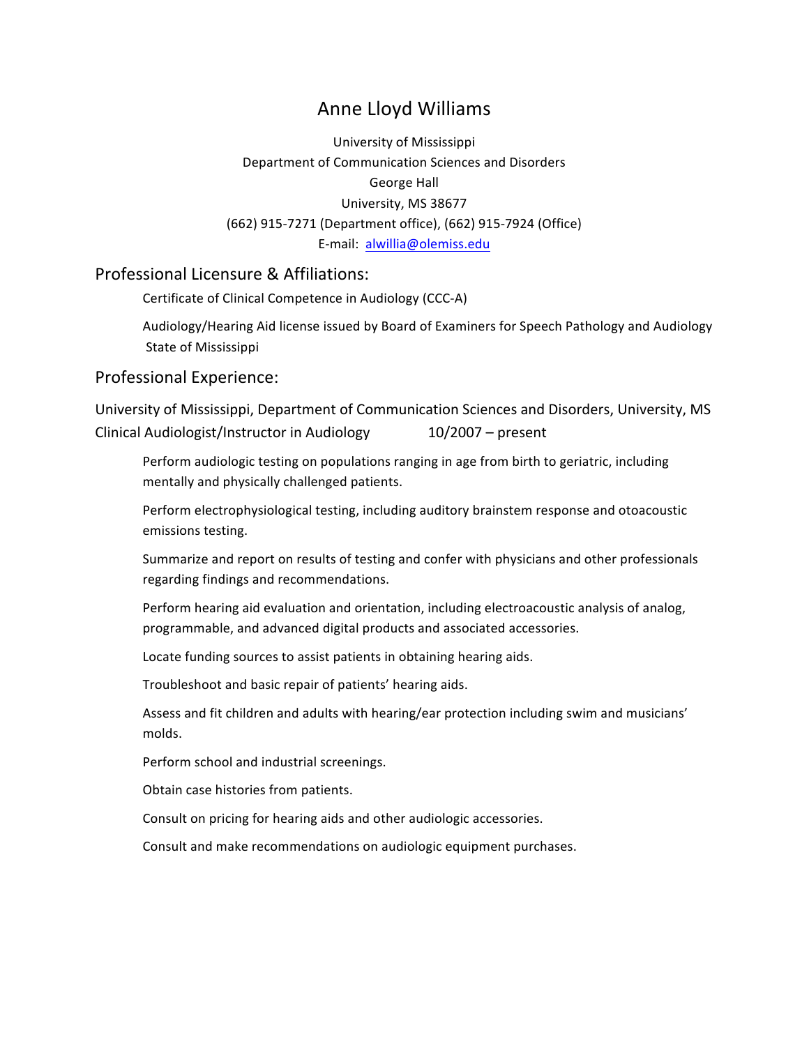# Anne Lloyd Williams

University of Mississippi
Department of Communication Sciences and Disorders
George Hall
University, MS 38677
(662) 915-7271 (Department office), (662) 915-7924 (Office)
E-mail: alwillia@olemiss.edu

## Professional Licensure & Affiliations:

Certificate of Clinical Competence in Audiology (CCC-A)

Audiology/Hearing Aid license issued by Board of Examiners for Speech Pathology and Audiology State of Mississippi

## Professional Experience:

University of Mississippi, Department of Communication Sciences and Disorders, University, MS
Clinical Audiologist/Instructor in Audiology 10/2007 – present

Perform audiologic testing on populations ranging in age from birth to geriatric, including mentally and physically challenged patients.

Perform electrophysiological testing, including auditory brainstem response and otoacoustic emissions testing.

Summarize and report on results of testing and confer with physicians and other professionals regarding findings and recommendations.

Perform hearing aid evaluation and orientation, including electroacoustic analysis of analog, programmable, and advanced digital products and associated accessories.

Locate funding sources to assist patients in obtaining hearing aids.

Troubleshoot and basic repair of patients' hearing aids.

Assess and fit children and adults with hearing/ear protection including swim and musicians' molds.

Perform school and industrial screenings.

Obtain case histories from patients.

Consult on pricing for hearing aids and other audiologic accessories.

Consult and make recommendations on audiologic equipment purchases.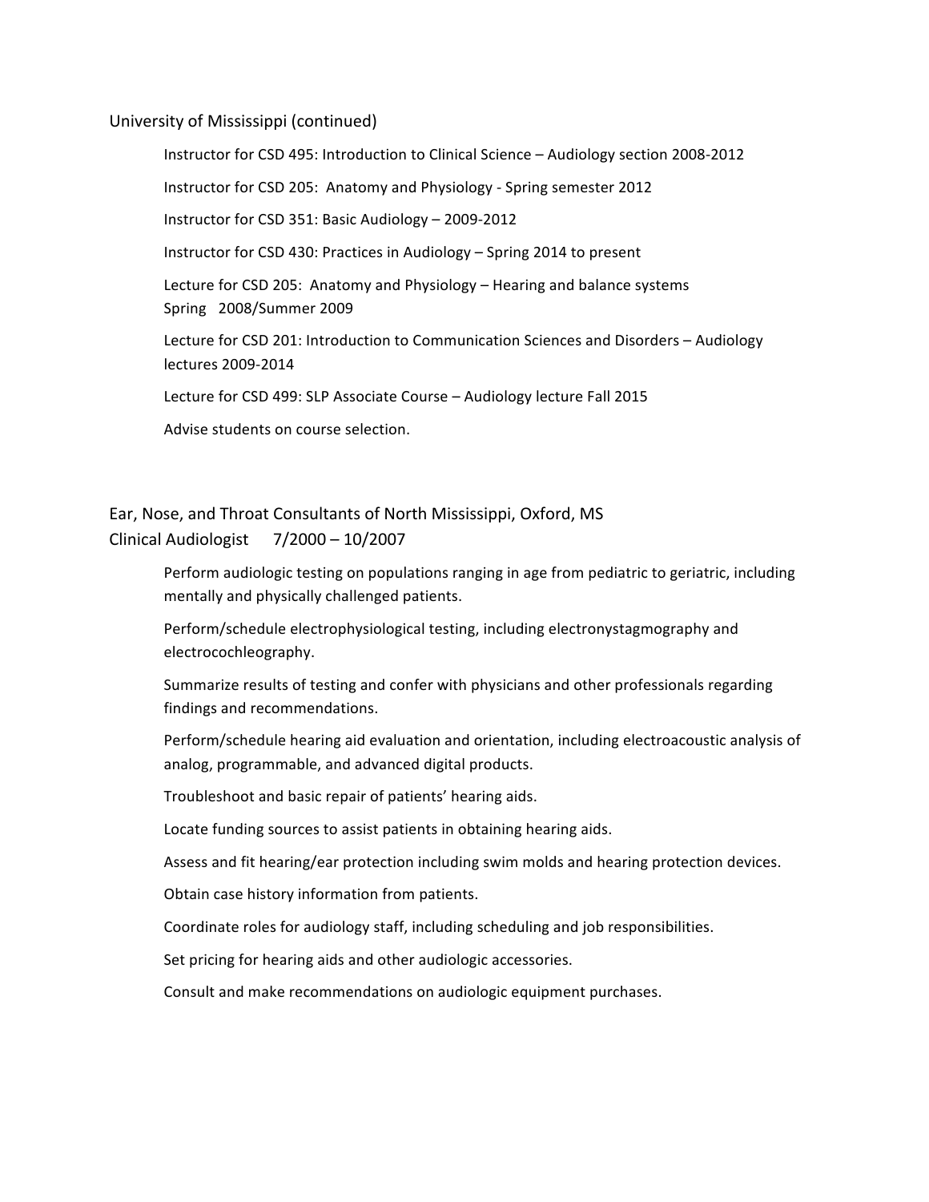University of Mississippi (continued)

Instructor for CSD 495: Introduction to Clinical Science – Audiology section 2008-2012

Instructor for CSD 205: Anatomy and Physiology - Spring semester 2012

Instructor for CSD 351: Basic Audiology – 2009-2012

Instructor for CSD 430: Practices in Audiology – Spring 2014 to present

Lecture for CSD 205: Anatomy and Physiology – Hearing and balance systems
Spring 2008/Summer 2009

Lecture for CSD 201: Introduction to Communication Sciences and Disorders – Audiology lectures 2009-2014

Lecture for CSD 499: SLP Associate Course – Audiology lecture Fall 2015

Advise students on course selection.

Ear, Nose, and Throat Consultants of North Mississippi, Oxford, MS
Clinical Audiologist 7/2000 – 10/2007

Perform audiologic testing on populations ranging in age from pediatric to geriatric, including mentally and physically challenged patients.

Perform/schedule electrophysiological testing, including electronystagmography and electrocochleography.

Summarize results of testing and confer with physicians and other professionals regarding findings and recommendations.

Perform/schedule hearing aid evaluation and orientation, including electroacoustic analysis of analog, programmable, and advanced digital products.

Troubleshoot and basic repair of patients' hearing aids.

Locate funding sources to assist patients in obtaining hearing aids.

Assess and fit hearing/ear protection including swim molds and hearing protection devices.

Obtain case history information from patients.

Coordinate roles for audiology staff, including scheduling and job responsibilities.

Set pricing for hearing aids and other audiologic accessories.

Consult and make recommendations on audiologic equipment purchases.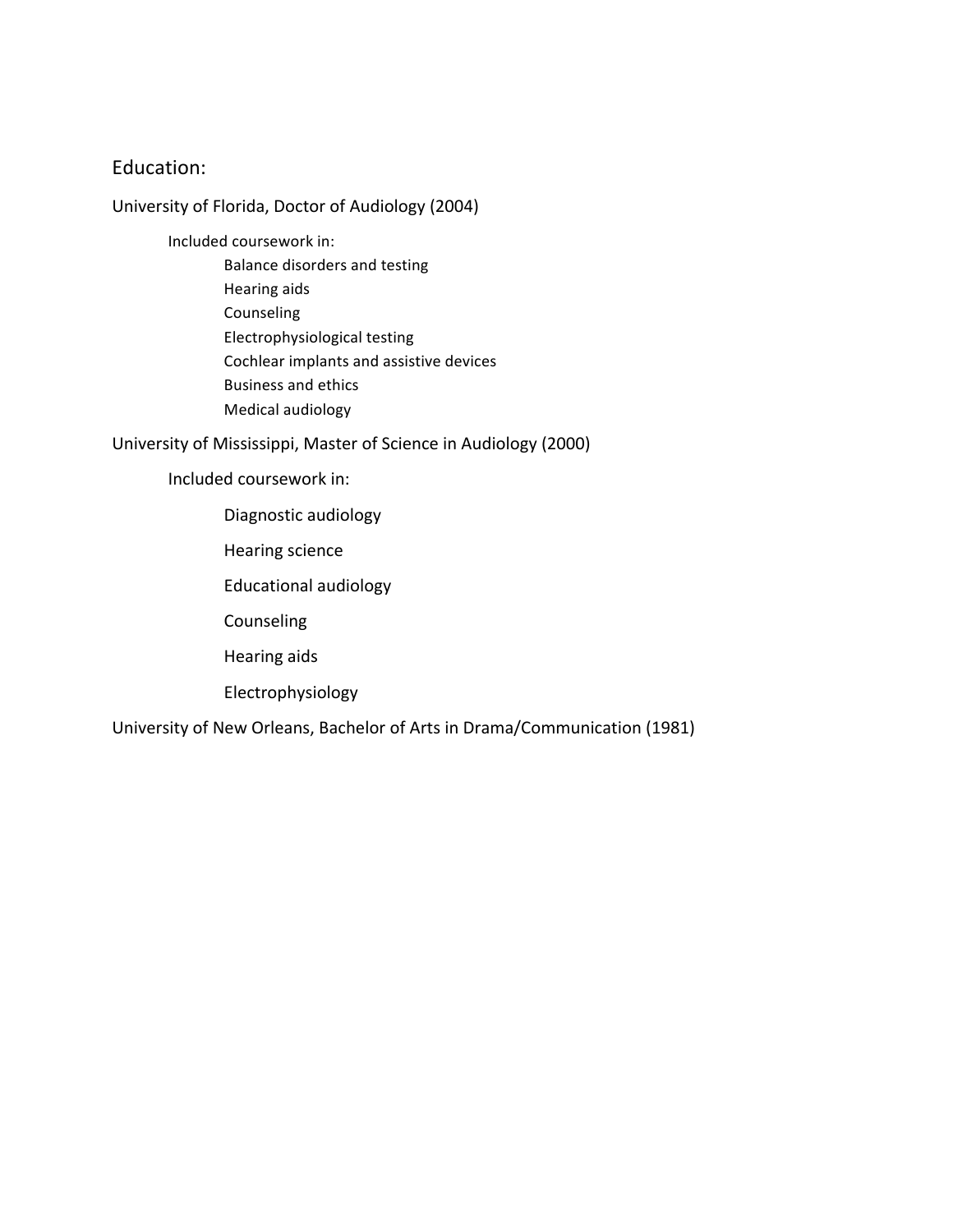## Education:

University of Florida, Doctor of Audiology (2004)

Included coursework in:

- Balance disorders and testing
- Hearing aids
- Counseling
- Electrophysiological testing
- Cochlear implants and assistive devices
- Business and ethics
- Medical audiology

University of Mississippi, Master of Science in Audiology (2000)

Included coursework in:

- Diagnostic audiology
- Hearing science
- Educational audiology
- Counseling
- Hearing aids
- Electrophysiology

University of New Orleans, Bachelor of Arts in Drama/Communication (1981)